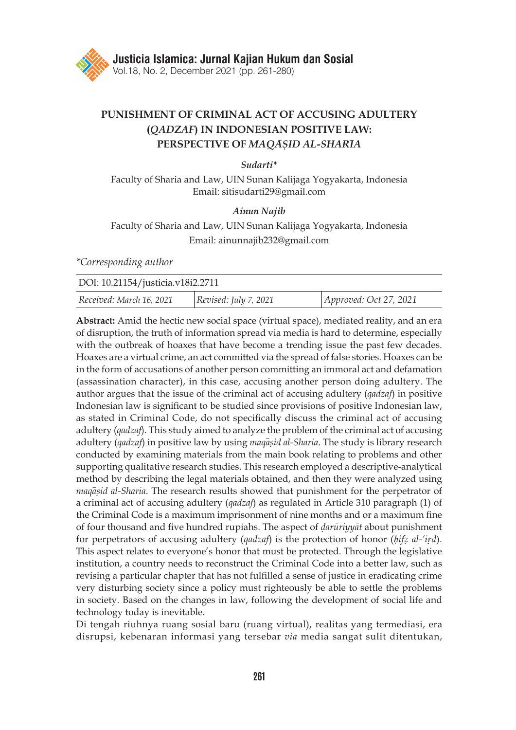# PUNISHMENT OF CRIMINAL ACT OF ACCUSING ADULTERY (*QADZAF*) IN INDONESIAN POSITIVE LAW: PERSPECTIVE OF *MAQĀṢID AL-SHARĪA*

***Sudarti****

Faculty of Sharia and Law, UIN Sunan Kalijaga Yogyakarta, Indonesia
Email: sitisudarti29@gmail.com

***Ainun Najib***

Faculty of Sharia and Law, UIN Sunan Kalijaga Yogyakarta, Indonesia
Email: ainunnajib232@gmail.com

**Corresponding author*

| DOI: 10.21154/justicia.v18i2.2711 | | |
|---|---|---|
| *Received: March 16, 2021* | *Revised: July 7, 2021* | *Approved: Oct 27, 2021* |

**Abstract:** Amid the hectic new social space (virtual space), mediated reality, and an era of disruption, the truth of information spread via media is hard to determine, especially with the outbreak of hoaxes that have become a trending issue the past few decades. Hoaxes are a virtual crime, an act committed via the spread of false stories. Hoaxes can be in the form of accusations of another person committing an immoral act and defamation (assassination character), in this case, accusing another person doing adultery. The author argues that the issue of the criminal act of accusing adultery (*qadzaf*) in positive Indonesian law is significant to be studied since provisions of positive Indonesian law, as stated in Criminal Code, do not specifically discuss the criminal act of accusing adultery (*qadzaf*). This study aimed to analyze the problem of the criminal act of accusing adultery (*qadzaf*) in positive law by using *maqāṣid al-Sharia*. The study is library research conducted by examining materials from the main book relating to problems and other supporting qualitative research studies. This research employed a descriptive-analytical method by describing the legal materials obtained, and then they were analyzed using *maqāṣid al-Sharia*. The research results showed that punishment for the perpetrator of a criminal act of accusing adultery (*qadzaf*) as regulated in Article 310 paragraph (1) of the Criminal Code is a maximum imprisonment of nine months and or a maximum fine of four thousand and five hundred rupiahs. The aspect of *ḍarūriyyāt* about punishment for perpetrators of accusing adultery (*qadzaf*) is the protection of honor (*ḥifẓ al-'iṛd*). This aspect relates to everyone's honor that must be protected. Through the legislative institution, a country needs to reconstruct the Criminal Code into a better law, such as revising a particular chapter that has not fulfilled a sense of justice in eradicating crime very disturbing society since a policy must righteously be able to settle the problems in society. Based on the changes in law, following the development of social life and technology today is inevitable.

Di tengah riuhnya ruang sosial baru (ruang virtual), realitas yang termediasi, era disrupsi, kebenaran informasi yang tersebar *via* media sangat sulit ditentukan,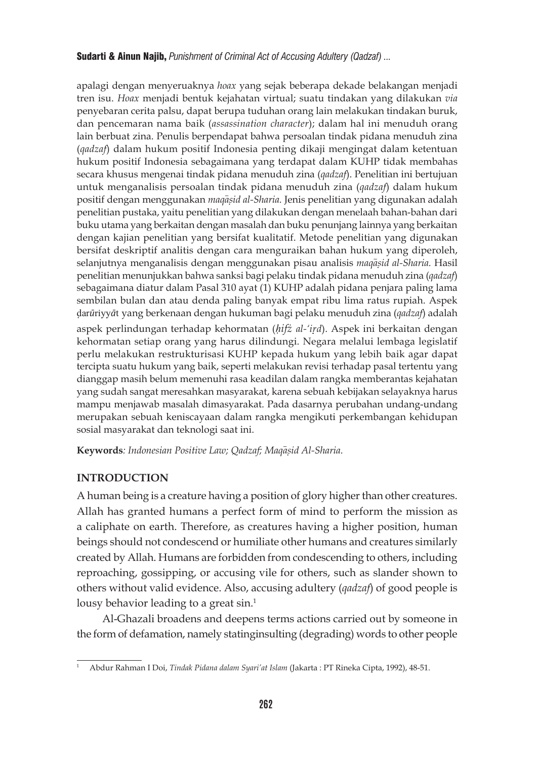apalagi dengan menyeruaknya *hoax* yang sejak beberapa dekade belakangan menjadi tren isu. *Hoax* menjadi bentuk kejahatan virtual; suatu tindakan yang dilakukan *via* penyebaran cerita palsu, dapat berupa tuduhan orang lain melakukan tindakan buruk, dan pencemaran nama baik (*assassination character*); dalam hal ini menuduh orang lain berbuat zina. Penulis berpendapat bahwa persoalan tindak pidana menuduh zina (*qadzaf*) dalam hukum positif Indonesia penting dikaji mengingat dalam ketentuan hukum positif Indonesia sebagaimana yang terdapat dalam KUHP tidak membahas secara khusus mengenai tindak pidana menuduh zina (*qadzaf*). Penelitian ini bertujuan untuk menganalisis persoalan tindak pidana menuduh zina (*qadzaf*) dalam hukum positif dengan menggunakan *maqāṣid al-Sharia.* Jenis penelitian yang digunakan adalah penelitian pustaka, yaitu penelitian yang dilakukan dengan menelaah bahan-bahan dari buku utama yang berkaitan dengan masalah dan buku penunjang lainnya yang berkaitan dengan kajian penelitian yang bersifat kualitatif. Metode penelitian yang digunakan bersifat deskriptif analitis dengan cara menguraikan bahan hukum yang diperoleh, selanjutnya menganalisis dengan menggunakan pisau analisis *maqāṣid al-Sharia.* Hasil penelitian menunjukkan bahwa sanksi bagi pelaku tindak pidana menuduh zina (*qadzaf*) sebagaimana diatur dalam Pasal 310 ayat (1) KUHP adalah pidana penjara paling lama sembilan bulan dan atau denda paling banyak empat ribu lima ratus rupiah. Aspek ḍarūriyyāt yang berkenaan dengan hukuman bagi pelaku menuduh zina (*qadzaf*) adalah aspek perlindungan terhadap kehormatan (*ḥifẓ al-'irḍ*). Aspek ini berkaitan dengan kehormatan setiap orang yang harus dilindungi. Negara melalui lembaga legislatif perlu melakukan restrukturisasi KUHP kepada hukum yang lebih baik agar dapat tercipta suatu hukum yang baik, seperti melakukan revisi terhadap pasal tertentu yang dianggap masih belum memenuhi rasa keadilan dalam rangka memberantas kejahatan yang sudah sangat meresahkan masyarakat, karena sebuah kebijakan selayaknya harus mampu menjawab masalah dimasyarakat. Pada dasarnya perubahan undang-undang merupakan sebuah keniscayaan dalam rangka mengikuti perkembangan kehidupan sosial masyarakat dan teknologi saat ini.

**Keywords***: Indonesian Positive Law; Qadzaf; Maqāṣid Al-Sharia.*

## INTRODUCTION

A human being is a creature having a position of glory higher than other creatures. Allah has granted humans a perfect form of mind to perform the mission as a caliphate on earth. Therefore, as creatures having a higher position, human beings should not condescend or humiliate other humans and creatures similarly created by Allah. Humans are forbidden from condescending to others, including reproaching, gossipping, or accusing vile for others, such as slander shown to others without valid evidence. Also, accusing adultery (*qadzaf*) of good people is lousy behavior leading to a great sin.[1]

Al-Ghazali broadens and deepens terms actions carried out by someone in the form of defamation, namely statinginsulting (degrading) words to other people

[1] Abdur Rahman I Doi, *Tindak Pidana dalam Syari'at Islam* (Jakarta : PT Rineka Cipta, 1992), 48-51.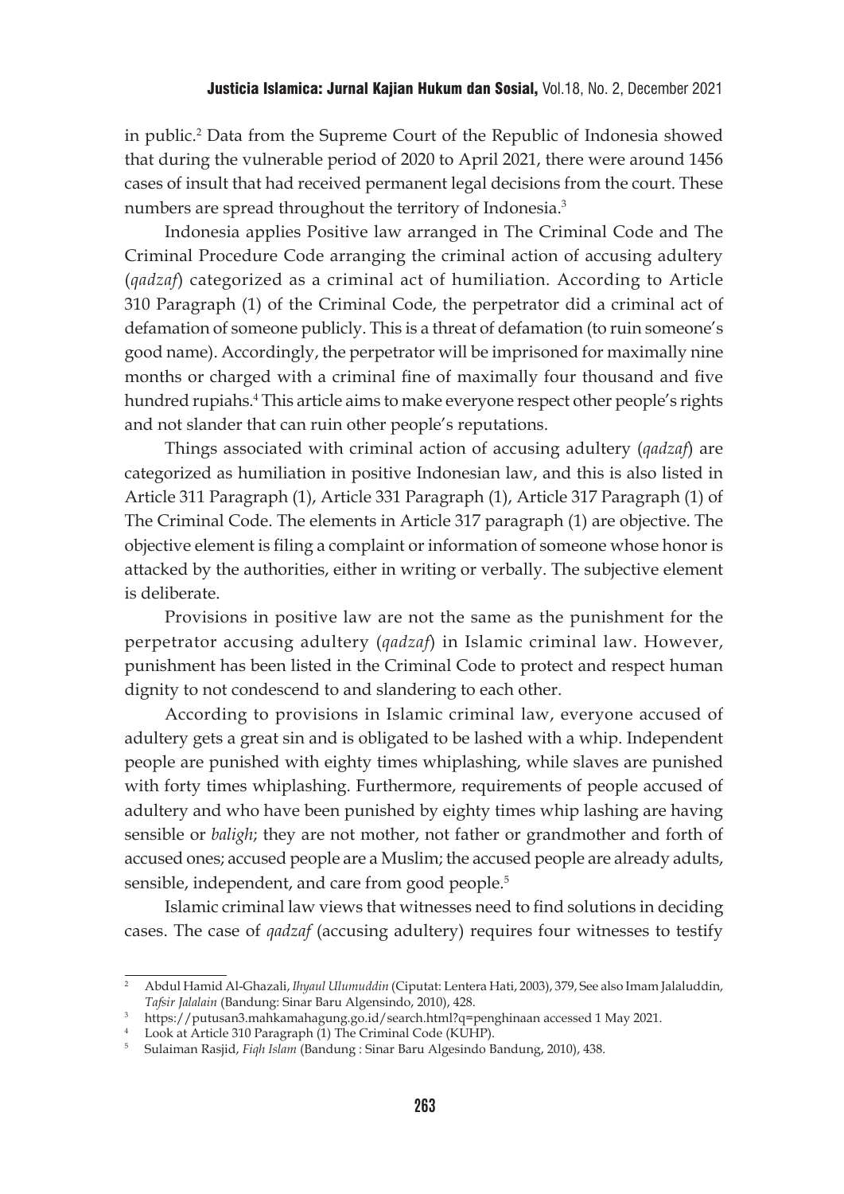in public.[2] Data from the Supreme Court of the Republic of Indonesia showed that during the vulnerable period of 2020 to April 2021, there were around 1456 cases of insult that had received permanent legal decisions from the court. These numbers are spread throughout the territory of Indonesia.[3]

Indonesia applies Positive law arranged in The Criminal Code and The Criminal Procedure Code arranging the criminal action of accusing adultery (*qadzaf*) categorized as a criminal act of humiliation. According to Article 310 Paragraph (1) of the Criminal Code, the perpetrator did a criminal act of defamation of someone publicly. This is a threat of defamation (to ruin someone's good name). Accordingly, the perpetrator will be imprisoned for maximally nine months or charged with a criminal fine of maximally four thousand and five hundred rupiahs.[4] This article aims to make everyone respect other people's rights and not slander that can ruin other people's reputations.

Things associated with criminal action of accusing adultery (*qadzaf*) are categorized as humiliation in positive Indonesian law, and this is also listed in Article 311 Paragraph (1), Article 331 Paragraph (1), Article 317 Paragraph (1) of The Criminal Code. The elements in Article 317 paragraph (1) are objective. The objective element is filing a complaint or information of someone whose honor is attacked by the authorities, either in writing or verbally. The subjective element is deliberate.

Provisions in positive law are not the same as the punishment for the perpetrator accusing adultery (*qadzaf*) in Islamic criminal law. However, punishment has been listed in the Criminal Code to protect and respect human dignity to not condescend to and slandering to each other.

According to provisions in Islamic criminal law, everyone accused of adultery gets a great sin and is obligated to be lashed with a whip. Independent people are punished with eighty times whiplashing, while slaves are punished with forty times whiplashing. Furthermore, requirements of people accused of adultery and who have been punished by eighty times whip lashing are having sensible or *baligh*; they are not mother, not father or grandmother and forth of accused ones; accused people are a Muslim; the accused people are already adults, sensible, independent, and care from good people.[5]

Islamic criminal law views that witnesses need to find solutions in deciding cases. The case of *qadzaf* (accusing adultery) requires four witnesses to testify

---

[2] Abdul Hamid Al-Ghazali, *Ihyaul Ulumuddin* (Ciputat: Lentera Hati, 2003), 379, See also Imam Jalaluddin, *Tafsir Jalalain* (Bandung: Sinar Baru Algensindo, 2010), 428.

[3] https://putusan3.mahkamahagung.go.id/search.html?q=penghinaan accessed 1 May 2021.

[4] Look at Article 310 Paragraph (1) The Criminal Code (KUHP).

[5] Sulaiman Rasjid, *Fiqh Islam* (Bandung : Sinar Baru Algesindo Bandung, 2010), 438.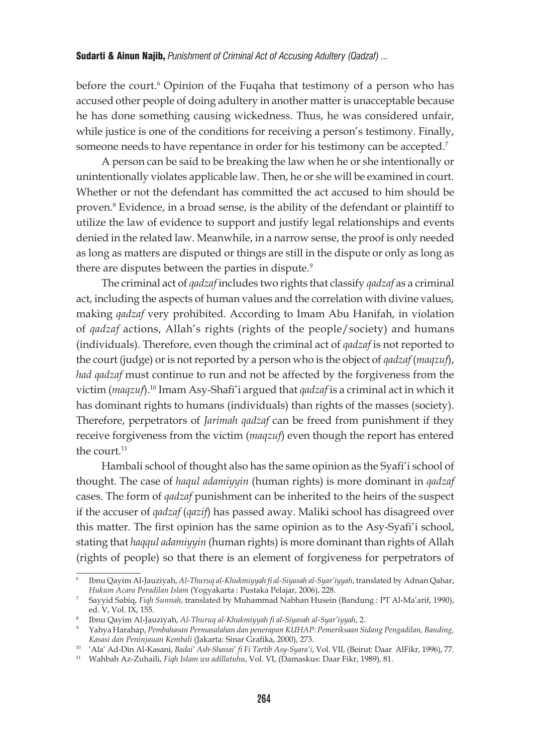before the court.[6] Opinion of the Fuqaha that testimony of a person who has accused other people of doing adultery in another matter is unacceptable because he has done something causing wickedness. Thus, he was considered unfair, while justice is one of the conditions for receiving a person's testimony. Finally, someone needs to have repentance in order for his testimony can be accepted.[7]

A person can be said to be breaking the law when he or she intentionally or unintentionally violates applicable law. Then, he or she will be examined in court. Whether or not the defendant has committed the act accused to him should be proven.[8] Evidence, in a broad sense, is the ability of the defendant or plaintiff to utilize the law of evidence to support and justify legal relationships and events denied in the related law. Meanwhile, in a narrow sense, the proof is only needed as long as matters are disputed or things are still in the dispute or only as long as there are disputes between the parties in dispute.[9]

The criminal act of *qadzaf* includes two rights that classify *qadzaf* as a criminal act, including the aspects of human values and the correlation with divine values, making *qadzaf* very prohibited. According to Imam Abu Hanifah, in violation of *qadzaf* actions, Allah's rights (rights of the people/society) and humans (individuals). Therefore, even though the criminal act of *qadzaf* is not reported to the court (judge) or is not reported by a person who is the object of *qadzaf* (*maqzuf*), *had qadzaf* must continue to run and not be affected by the forgiveness from the victim (*maqzuf*).[10] Imam Asy-Shafi'i argued that *qadzaf* is a criminal act in which it has dominant rights to humans (individuals) than rights of the masses (society). Therefore, perpetrators of *Jarimah qadzaf* can be freed from punishment if they receive forgiveness from the victim (*maqzuf*) even though the report has entered the court.[11]

Hambali school of thought also has the same opinion as the Syafi'i school of thought. The case of *haqul adamiyyin* (human rights) is more dominant in *qadzaf* cases. The form of *qadzaf* punishment can be inherited to the heirs of the suspect if the accuser of *qadzaf* (*qazif*) has passed away. Maliki school has disagreed over this matter. The first opinion has the same opinion as to the Asy-Syafi'i school, stating that *haqqul adamiyyin* (human rights) is more dominant than rights of Allah (rights of people) so that there is an element of forgiveness for perpetrators of

---

[6] Ibnu Qayim Al-Jauziyah, *Al-Thuruq al-Khukmiyyah fi al-Siyasah al-Syar'iyyah*, translated by Adnan Qahar, *Hukum Acara Peradilan Islam* (Yogyakarta : Pustaka Pelajar, 2006), 228.

[7] Sayyid Sabiq, *Fiqh Sunnah*, translated by Muhammad Nabhan Husein (Bandung : PT Al-Ma'arif, 1990), ed. V, Vol. IX, 155.

[8] Ibnu Qayim Al-Jauziyah, *Al-Thuruq al-Khukmiyyah fi al-Siyasah al-Syar'iyyah*, 2.

[9] Yahya Harahap, *Pembahasan Permasalahan dan penerapan KUHAP: Pemeriksaan Sidang Pengadilan, Banding, Kasasi dan Peninjauan Kembali* (Jakarta: Sinar Grafika, 2000), 273.

[10] 'Ala' Ad-Din Al-Kasani, *Badai' Ash-Shanai' fi Fi Tartib Asy-Syara'i*, Vol. VII, (Beirut: Daar AlFikr, 1996), 77.

[11] Wahbah Az-Zuhaili, *Fiqh Islam wa adillatuhu*, Vol. VI, (Damaskus: Daar Fikr, 1989), 81.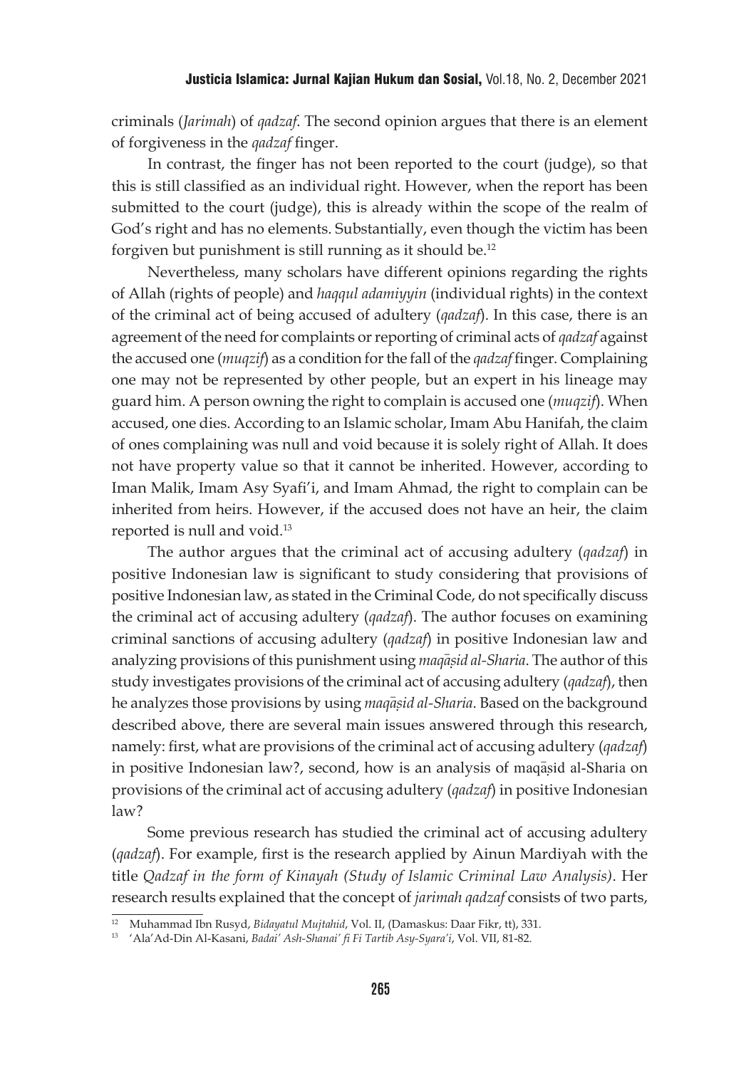criminals (*Jarimah*) of *qadzaf*. The second opinion argues that there is an element of forgiveness in the *qadzaf* finger.

In contrast, the finger has not been reported to the court (judge), so that this is still classified as an individual right. However, when the report has been submitted to the court (judge), this is already within the scope of the realm of God's right and has no elements. Substantially, even though the victim has been forgiven but punishment is still running as it should be.[12]

Nevertheless, many scholars have different opinions regarding the rights of Allah (rights of people) and *haqqul adamiyyin* (individual rights) in the context of the criminal act of being accused of adultery (*qadzaf*). In this case, there is an agreement of the need for complaints or reporting of criminal acts of *qadzaf* against the accused one (*muqzif*) as a condition for the fall of the *qadzaf* finger. Complaining one may not be represented by other people, but an expert in his lineage may guard him. A person owning the right to complain is accused one (*muqzif*). When accused, one dies. According to an Islamic scholar, Imam Abu Hanifah, the claim of ones complaining was null and void because it is solely right of Allah. It does not have property value so that it cannot be inherited. However, according to Iman Malik, Imam Asy Syafi'i, and Imam Ahmad, the right to complain can be inherited from heirs. However, if the accused does not have an heir, the claim reported is null and void.[13]

The author argues that the criminal act of accusing adultery (*qadzaf*) in positive Indonesian law is significant to study considering that provisions of positive Indonesian law, as stated in the Criminal Code, do not specifically discuss the criminal act of accusing adultery (*qadzaf*). The author focuses on examining criminal sanctions of accusing adultery (*qadzaf*) in positive Indonesian law and analyzing provisions of this punishment using *maqāṣid al-Sharia*. The author of this study investigates provisions of the criminal act of accusing adultery (*qadzaf*), then he analyzes those provisions by using *maqāṣid al-Sharia*. Based on the background described above, there are several main issues answered through this research, namely: first, what are provisions of the criminal act of accusing adultery (*qadzaf*) in positive Indonesian law?, second, how is an analysis of maqāṣid al-Sharia on provisions of the criminal act of accusing adultery (*qadzaf*) in positive Indonesian law?

Some previous research has studied the criminal act of accusing adultery (*qadzaf*). For example, first is the research applied by Ainun Mardiyah with the title *Qadzaf in the form of Kinayah (Study of Islamic Criminal Law Analysis)*. Her research results explained that the concept of *jarimah qadzaf* consists of two parts,

---

[12] Muhammad Ibn Rusyd, *Bidayatul Mujtahid*, Vol. II, (Damaskus: Daar Fikr, tt), 331.

[13] 'Ala'Ad-Din Al-Kasani, *Badai' Ash-Shanai' fi Fi Tartib Asy-Syara'i*, Vol. VII, 81-82.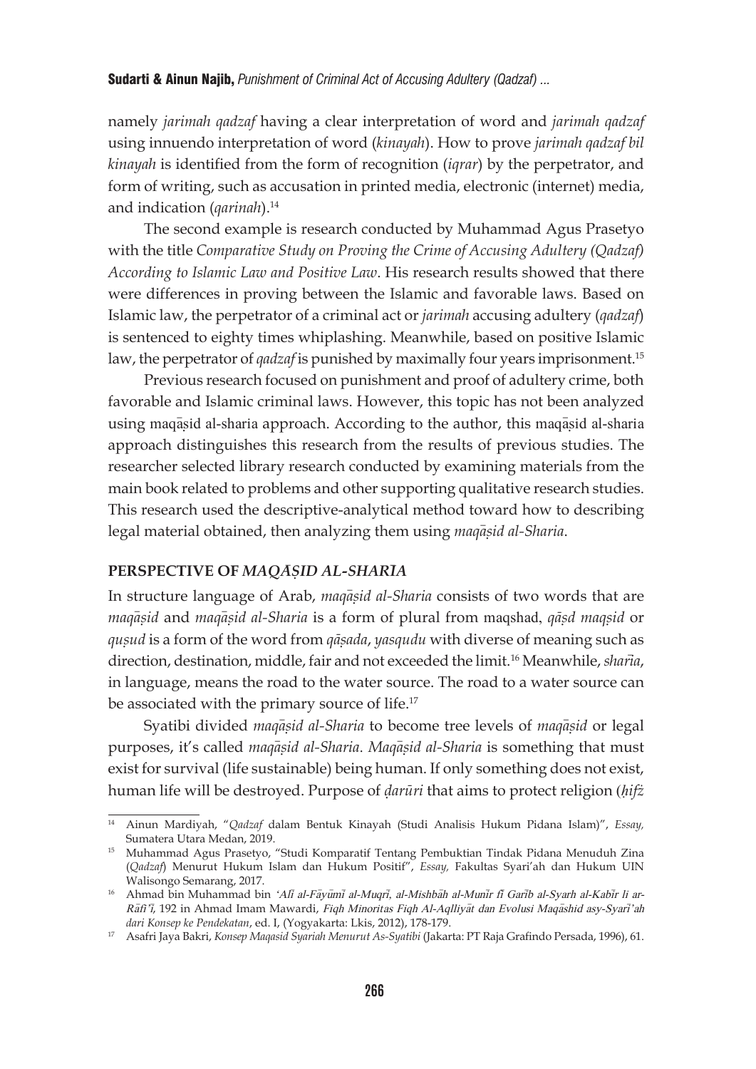namely *jarimah qadzaf* having a clear interpretation of word and *jarimah qadzaf* using innuendo interpretation of word (*kinayah*). How to prove *jarimah qadzaf bil kinayah* is identified from the form of recognition (*iqrar*) by the perpetrator, and form of writing, such as accusation in printed media, electronic (internet) media, and indication (*qarinah*).[14]

The second example is research conducted by Muhammad Agus Prasetyo with the title *Comparative Study on Proving the Crime of Accusing Adultery (Qadzaf) According to Islamic Law and Positive Law*. His research results showed that there were differences in proving between the Islamic and favorable laws. Based on Islamic law, the perpetrator of a criminal act or *jarimah* accusing adultery (*qadzaf*) is sentenced to eighty times whiplashing. Meanwhile, based on positive Islamic law, the perpetrator of *qadzaf* is punished by maximally four years imprisonment.[15]

Previous research focused on punishment and proof of adultery crime, both favorable and Islamic criminal laws. However, this topic has not been analyzed using maqāṣid al-sharia approach. According to the author, this maqāṣid al-sharia approach distinguishes this research from the results of previous studies. The researcher selected library research conducted by examining materials from the main book related to problems and other supporting qualitative research studies. This research used the descriptive-analytical method toward how to describing legal material obtained, then analyzing them using *maqāṣid al-Sharia*.

## PERSPECTIVE OF *MAQĀṢID AL-SHARĪA*

In structure language of Arab, *maqāṣid al-Sharia* consists of two words that are *maqāṣid* and *maqāṣid al-Sharia* is a form of plural from maqshad, *qāṣd maqṣid* or *quṣud* is a form of the word from *qāṣada*, *yasqudu* with diverse of meaning such as direction, destination, middle, fair and not exceeded the limit.[16] Meanwhile, *sharīa*, in language, means the road to the water source. The road to a water source can be associated with the primary source of life.[17]

Syatibi divided *maqāṣid al-Sharia* to become tree levels of *maqāṣid* or legal purposes, it's called *maqāṣid al-Sharia*. *Maqāṣid al-Sharia* is something that must exist for survival (life sustainable) being human. If only something does not exist, human life will be destroyed. Purpose of *ḍarūri* that aims to protect religion (*ḥifẓ*

---

[14] Ainun Mardiyah, "*Qadzaf* dalam Bentuk Kinayah (Studi Analisis Hukum Pidana Islam)", *Essay,* Sumatera Utara Medan, 2019.

[15] Muhammad Agus Prasetyo, "Studi Komparatif Tentang Pembuktian Tindak Pidana Menuduh Zina (*Qadzaf*) Menurut Hukum Islam dan Hukum Positif", *Essay,* Fakultas Syari'ah dan Hukum UIN Walisongo Semarang, 2017.

[16] Ahmad bin Muhammad bin *'Alī al-Fāyūmī al-Muqrī, al-Mishbāh al-Munīr fī Garīb al-Syarh al-Kabīr li ar-Rāfi'ī*, 192 in Ahmad Imam Mawardi, *Fiqh Minoritas Fiqh Al-Aqlliyāt dan Evolusi Maqāshid asy-Syarī'ah dari Konsep ke Pendekatan*, ed. I, (Yogyakarta: Lkis, 2012), 178-179.

[17] Asafri Jaya Bakri, *Konsep Maqasid Syariah Menurut As-Syatibi* (Jakarta: PT Raja Grafindo Persada, 1996), 61.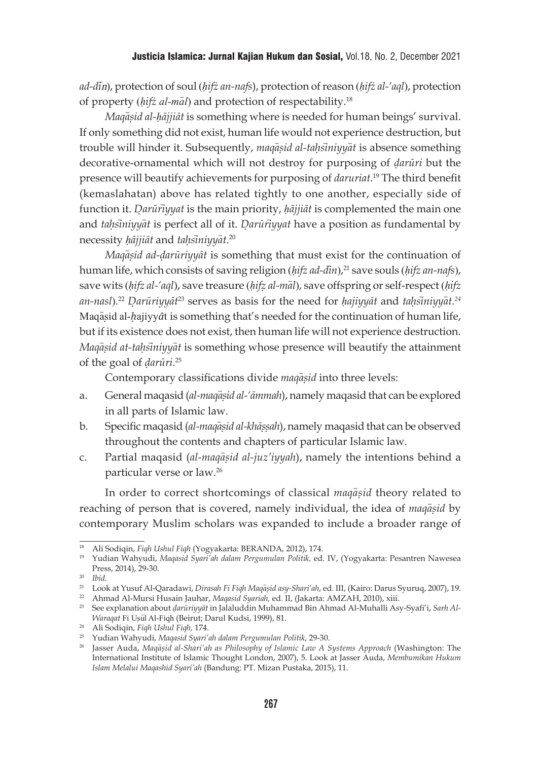*ad-dīn*), protection of soul (*ḥifẓ an-nafs*), protection of reason (*ḥifẓ al-'aql*), protection of property (*ḥifẓ al-māl*) and protection of respectability.[18]

*Maqāṣid al-ḥājjiāt* is something where is needed for human beings' survival. If only something did not exist, human life would not experience destruction, but trouble will hinder it. Subsequently, *maqāṣid al-taḥsīniyyāt* is absence something decorative-ornamental which will not destroy for purposing of *ḍarūri* but the presence will beautify achievements for purposing of *daruriat*.[19] The third benefit (kemaslahatan) above has related tightly to one another, especially side of function it. *Ḍarūrīyyat* is the main priority, *ḥājjiāt* is complemented the main one and *taḥsīniyyāt* is perfect all of it. *Ḍarūrīyyat* have a position as fundamental by necessity *ḥājjiāt* and *taḥsīniyyāt*.[20]

*Maqāṣid ad-ḍarūriyyāt* is something that must exist for the continuation of human life, which consists of saving religion (*ḥifz ad-dīn*),[21] save souls (*ḥifz an-nafs*), save wits (*ḥifz al-'aql*), save treasure (*ḥifz al-māl*), save offspring or self-respect (*ḥifz an-nasl*).[22] *Ḍarūriyyāt*[23] serves as basis for the need for *ḥajiyyāt* and *taḥsīniyyāt.*[24] Maqāṣid al-ḥajiyyāt is something that's needed for the continuation of human life, but if its existence does not exist, then human life will not experience destruction. *Maqāṣid at-taḥsīniyyāt* is something whose presence will beautify the attainment of the goal of *ḍarūri*.[25]

Contemporary classifications divide *maqāṣid* into three levels:

a. General maqasid (*al-maqāṣid al-'āmmah*), namely maqasid that can be explored in all parts of Islamic law.
b. Specific maqasid (*al-maqāṣid al-khāṣṣah*), namely maqasid that can be observed throughout the contents and chapters of particular Islamic law.
c. Partial maqasid (*al-maqāṣid al-juz'iyyah*), namely the intentions behind a particular verse or law.[26]

In order to correct shortcomings of classical *maqāṣid* theory related to reaching of person that is covered, namely individual, the idea of *maqāṣid* by contemporary Muslim scholars was expanded to include a broader range of

---

[18] Ali Sodiqin, *Fiqh Ushul Fiqh* (Yogyakarta: BERANDA, 2012), 174.

[19] Yudian Wahyudi, *Maqasid Syari'ah dalam Pergumulan Politik,* ed. IV, (Yogyakarta: Pesantren Nawesea Press, 2014), 29-30.

[20] *Ibid.*

[21] Look at Yusuf Al-Qaradawi, *Dirasah Fi Fiqh Maqāṣid asy-Shari'ah*, ed. III, (Kairo: Darus Syuruq, 2007), 19.

[22] Ahmad Al-Mursi Husain Jauhar, *Maqasid Syariah,* ed. II, (Jakarta: AMZAH, 2010), xiii.

[23] See explanation about *ḍarūriyyāt* in Jalaluddin Muhammad Bin Ahmad Al-Muhalli Asy-Syafi'i, *Sarh Al-Waraqat* Fi Uṣūl Al-Fiqh (Beirut; Darul Kudsi, 1999), 81.

[24] Ali Sodiqin, *Fiqh Ushul Fiqh,* 174.

[25] Yudian Wahyudi, *Maqasid Syari'ah dalam Pergumulan Politik*, 29-30.

[26] Jasser Auda, *Maqāṣid al-Shari'ah as Philosophy of Islamic Law A Systems Approach* (Washington: The International Institute of Islamic Thought London, 2007), 5. Look at Jasser Auda, *Membumikan Hukum Islam Melalui Maqashid Syari'ah* (Bandung: PT. Mizan Pustaka, 2015), 11.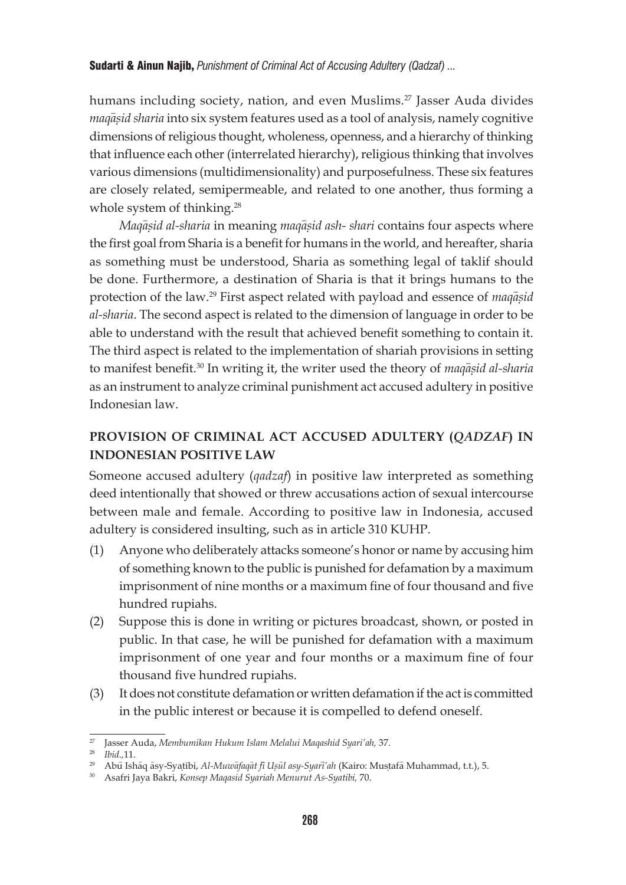humans including society, nation, and even Muslims.[27] Jasser Auda divides *maqāṣid sharia* into six system features used as a tool of analysis, namely cognitive dimensions of religious thought, wholeness, openness, and a hierarchy of thinking that influence each other (interrelated hierarchy), religious thinking that involves various dimensions (multidimensionality) and purposefulness. These six features are closely related, semipermeable, and related to one another, thus forming a whole system of thinking.[28]

*Maqāṣid al-sharia* in meaning *maqāṣid ash- shari* contains four aspects where the first goal from Sharia is a benefit for humans in the world, and hereafter, sharia as something must be understood, Sharia as something legal of taklif should be done. Furthermore, a destination of Sharia is that it brings humans to the protection of the law.[29] First aspect related with payload and essence of *maqāṣid al-sharia*. The second aspect is related to the dimension of language in order to be able to understand with the result that achieved benefit something to contain it. The third aspect is related to the implementation of shariah provisions in setting to manifest benefit.[30] In writing it, the writer used the theory of *maqāṣid al-sharia* as an instrument to analyze criminal punishment act accused adultery in positive Indonesian law.

## PROVISION OF CRIMINAL ACT ACCUSED ADULTERY (*QADZAF*) IN INDONESIAN POSITIVE LAW

Someone accused adultery (*qadzaf*) in positive law interpreted as something deed intentionally that showed or threw accusations action of sexual intercourse between male and female. According to positive law in Indonesia, accused adultery is considered insulting, such as in article 310 KUHP.

(1) Anyone who deliberately attacks someone's honor or name by accusing him of something known to the public is punished for defamation by a maximum imprisonment of nine months or a maximum fine of four thousand and five hundred rupiahs.

(2) Suppose this is done in writing or pictures broadcast, shown, or posted in public. In that case, he will be punished for defamation with a maximum imprisonment of one year and four months or a maximum fine of four thousand five hundred rupiahs.

(3) It does not constitute defamation or written defamation if the act is committed in the public interest or because it is compelled to defend oneself.

---

[27] Jasser Auda, *Membumikan Hukum Islam Melalui Maqashid Syari'ah,* 37.

[28] *Ibid.,*11.

[29] Abū Ishāq āsy-Syaṭibi, *Al-Muwāfaqāt fi Uṣūl asy-Syarī'ah* (Kairo: Muṣṭafā Muhammad, t.t.), 5.

[30] Asafri Jaya Bakri, *Konsep Maqasid Syariah Menurut As-Syatibi,* 70.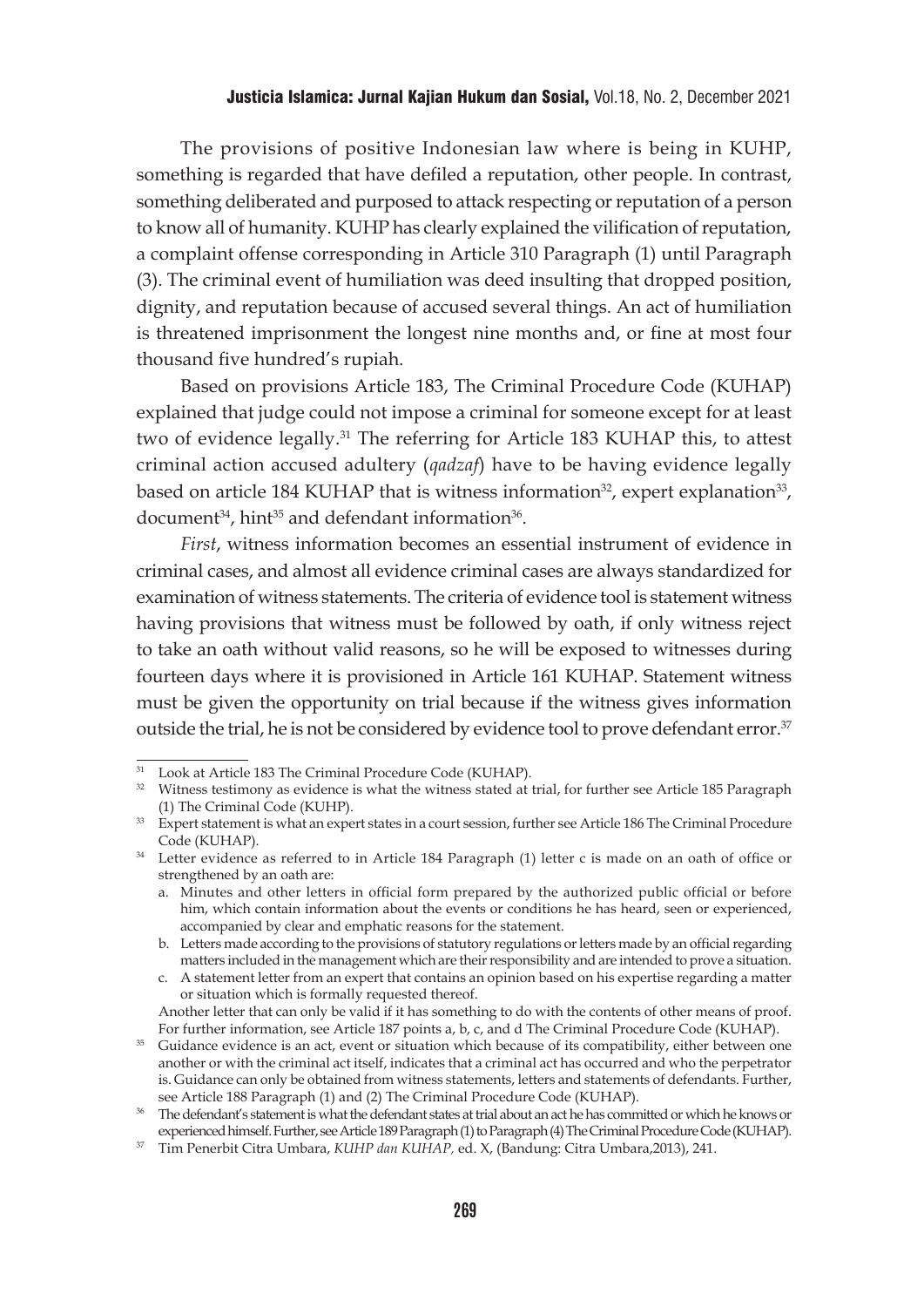The provisions of positive Indonesian law where is being in KUHP, something is regarded that have defiled a reputation, other people. In contrast, something deliberated and purposed to attack respecting or reputation of a person to know all of humanity. KUHP has clearly explained the vilification of reputation, a complaint offense corresponding in Article 310 Paragraph (1) until Paragraph (3). The criminal event of humiliation was deed insulting that dropped position, dignity, and reputation because of accused several things. An act of humiliation is threatened imprisonment the longest nine months and, or fine at most four thousand five hundred's rupiah.

Based on provisions Article 183, The Criminal Procedure Code (KUHAP) explained that judge could not impose a criminal for someone except for at least two of evidence legally.[31] The referring for Article 183 KUHAP this, to attest criminal action accused adultery (*qadzaf*) have to be having evidence legally based on article 184 KUHAP that is witness information[32], expert explanation[33], document[34], hint[35] and defendant information[36].

*First*, witness information becomes an essential instrument of evidence in criminal cases, and almost all evidence criminal cases are always standardized for examination of witness statements. The criteria of evidence tool is statement witness having provisions that witness must be followed by oath, if only witness reject to take an oath without valid reasons, so he will be exposed to witnesses during fourteen days where it is provisioned in Article 161 KUHAP. Statement witness must be given the opportunity on trial because if the witness gives information outside the trial, he is not be considered by evidence tool to prove defendant error.[37]

---

[31] Look at Article 183 The Criminal Procedure Code (KUHAP).

[32] Witness testimony as evidence is what the witness stated at trial, for further see Article 185 Paragraph (1) The Criminal Code (KUHP).

[33] Expert statement is what an expert states in a court session, further see Article 186 The Criminal Procedure Code (KUHAP).

[34] Letter evidence as referred to in Article 184 Paragraph (1) letter c is made on an oath of office or strengthened by an oath are:

a. Minutes and other letters in official form prepared by the authorized public official or before him, which contain information about the events or conditions he has heard, seen or experienced, accompanied by clear and emphatic reasons for the statement.
b. Letters made according to the provisions of statutory regulations or letters made by an official regarding matters included in the management which are their responsibility and are intended to prove a situation.
c. A statement letter from an expert that contains an opinion based on his expertise regarding a matter or situation which is formally requested thereof.

Another letter that can only be valid if it has something to do with the contents of other means of proof. For further information, see Article 187 points a, b, c, and d The Criminal Procedure Code (KUHAP).

[35] Guidance evidence is an act, event or situation which because of its compatibility, either between one another or with the criminal act itself, indicates that a criminal act has occurred and who the perpetrator is. Guidance can only be obtained from witness statements, letters and statements of defendants. Further, see Article 188 Paragraph (1) and (2) The Criminal Procedure Code (KUHAP).

[36] The defendant's statement is what the defendant states at trial about an act he has committed or which he knows or experienced himself. Further, see Article 189 Paragraph (1) to Paragraph (4) The Criminal Procedure Code (KUHAP).

[37] Tim Penerbit Citra Umbara, *KUHP dan KUHAP,* ed. X, (Bandung: Citra Umbara,2013), 241.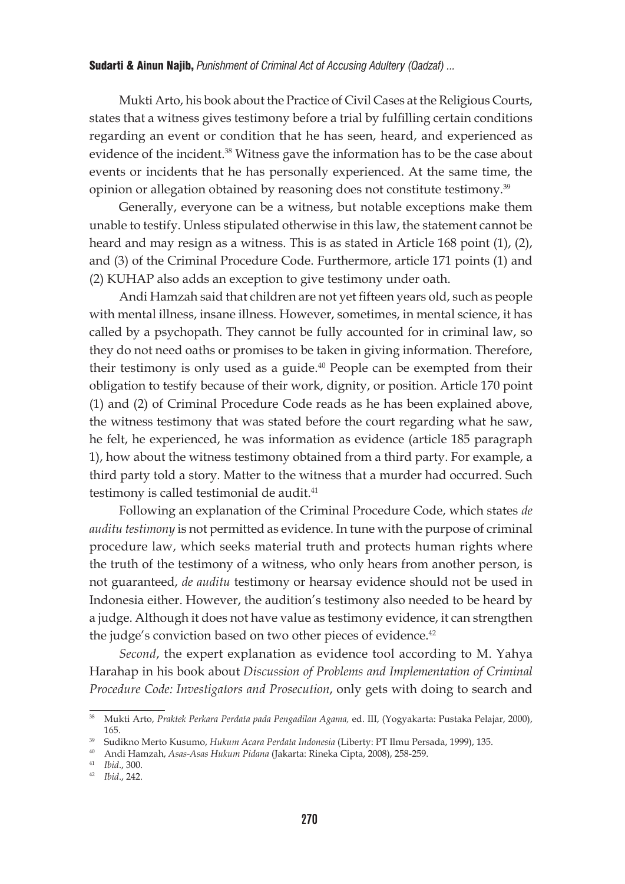Mukti Arto, his book about the Practice of Civil Cases at the Religious Courts, states that a witness gives testimony before a trial by fulfilling certain conditions regarding an event or condition that he has seen, heard, and experienced as evidence of the incident.[38] Witness gave the information has to be the case about events or incidents that he has personally experienced. At the same time, the opinion or allegation obtained by reasoning does not constitute testimony.[39]

Generally, everyone can be a witness, but notable exceptions make them unable to testify. Unless stipulated otherwise in this law, the statement cannot be heard and may resign as a witness. This is as stated in Article 168 point (1), (2), and (3) of the Criminal Procedure Code. Furthermore, article 171 points (1) and (2) KUHAP also adds an exception to give testimony under oath.

Andi Hamzah said that children are not yet fifteen years old, such as people with mental illness, insane illness. However, sometimes, in mental science, it has called by a psychopath. They cannot be fully accounted for in criminal law, so they do not need oaths or promises to be taken in giving information. Therefore, their testimony is only used as a guide.[40] People can be exempted from their obligation to testify because of their work, dignity, or position. Article 170 point (1) and (2) of Criminal Procedure Code reads as he has been explained above, the witness testimony that was stated before the court regarding what he saw, he felt, he experienced, he was information as evidence (article 185 paragraph 1), how about the witness testimony obtained from a third party. For example, a third party told a story. Matter to the witness that a murder had occurred. Such testimony is called testimonial de audit.[41]

Following an explanation of the Criminal Procedure Code, which states *de auditu testimony* is not permitted as evidence. In tune with the purpose of criminal procedure law, which seeks material truth and protects human rights where the truth of the testimony of a witness, who only hears from another person, is not guaranteed, *de auditu* testimony or hearsay evidence should not be used in Indonesia either. However, the audition's testimony also needed to be heard by a judge. Although it does not have value as testimony evidence, it can strengthen the judge's conviction based on two other pieces of evidence.[42]

*Second*, the expert explanation as evidence tool according to M. Yahya Harahap in his book about *Discussion of Problems and Implementation of Criminal Procedure Code: Investigators and Prosecution*, only gets with doing to search and

---

[38] Mukti Arto, *Praktek Perkara Perdata pada Pengadilan Agama,* ed. III, (Yogyakarta: Pustaka Pelajar, 2000), 165.

[39] Sudikno Merto Kusumo, *Hukum Acara Perdata Indonesia* (Liberty: PT Ilmu Persada, 1999), 135.

[40] Andi Hamzah, *Asas-Asas Hukum Pidana* (Jakarta: Rineka Cipta, 2008), 258-259.

[41] *Ibid*., 300.

[42] *Ibid*., 242.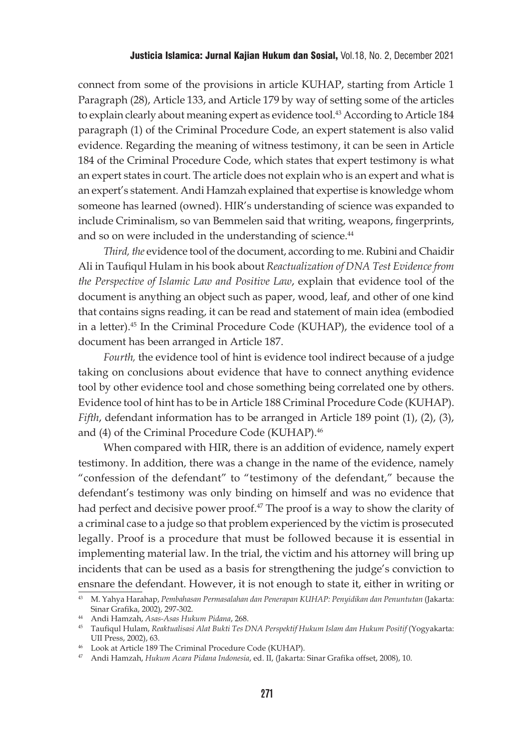connect from some of the provisions in article KUHAP, starting from Article 1 Paragraph (28), Article 133, and Article 179 by way of setting some of the articles to explain clearly about meaning expert as evidence tool.[43] According to Article 184 paragraph (1) of the Criminal Procedure Code, an expert statement is also valid evidence. Regarding the meaning of witness testimony, it can be seen in Article 184 of the Criminal Procedure Code, which states that expert testimony is what an expert states in court. The article does not explain who is an expert and what is an expert's statement. Andi Hamzah explained that expertise is knowledge whom someone has learned (owned). HIR's understanding of science was expanded to include Criminalism, so van Bemmelen said that writing, weapons, fingerprints, and so on were included in the understanding of science.[44]

*Third, the* evidence tool of the document, according to me. Rubini and Chaidir Ali in Taufiqul Hulam in his book about *Reactualization of DNA Test Evidence from the Perspective of Islamic Law and Positive Law*, explain that evidence tool of the document is anything an object such as paper, wood, leaf, and other of one kind that contains signs reading, it can be read and statement of main idea (embodied in a letter).[45] In the Criminal Procedure Code (KUHAP), the evidence tool of a document has been arranged in Article 187.

*Fourth,* the evidence tool of hint is evidence tool indirect because of a judge taking on conclusions about evidence that have to connect anything evidence tool by other evidence tool and chose something being correlated one by others. Evidence tool of hint has to be in Article 188 Criminal Procedure Code (KUHAP). *Fifth*, defendant information has to be arranged in Article 189 point (1), (2), (3), and (4) of the Criminal Procedure Code (KUHAP).[46]

When compared with HIR, there is an addition of evidence, namely expert testimony. In addition, there was a change in the name of the evidence, namely "confession of the defendant" to "testimony of the defendant," because the defendant's testimony was only binding on himself and was no evidence that had perfect and decisive power proof.[47] The proof is a way to show the clarity of a criminal case to a judge so that problem experienced by the victim is prosecuted legally. Proof is a procedure that must be followed because it is essential in implementing material law. In the trial, the victim and his attorney will bring up incidents that can be used as a basis for strengthening the judge's conviction to ensnare the defendant. However, it is not enough to state it, either in writing or

---

[43] M. Yahya Harahap, *Pembahasan Permasalahan dan Penerapan KUHAP: Penyidikan dan Penuntutan* (Jakarta: Sinar Grafika, 2002), 297-302.

[44] Andi Hamzah, *Asas-Asas Hukum Pidana*, 268.

[45] Taufiqul Hulam, *Reaktualisasi Alat Bukti Tes DNA Perspektif Hukum Islam dan Hukum Positif* (Yogyakarta: UII Press, 2002), 63.

[46] Look at Article 189 The Criminal Procedure Code (KUHAP).

[47] Andi Hamzah, *Hukum Acara Pidana Indonesia*, ed. II, (Jakarta: Sinar Grafika offset, 2008), 10.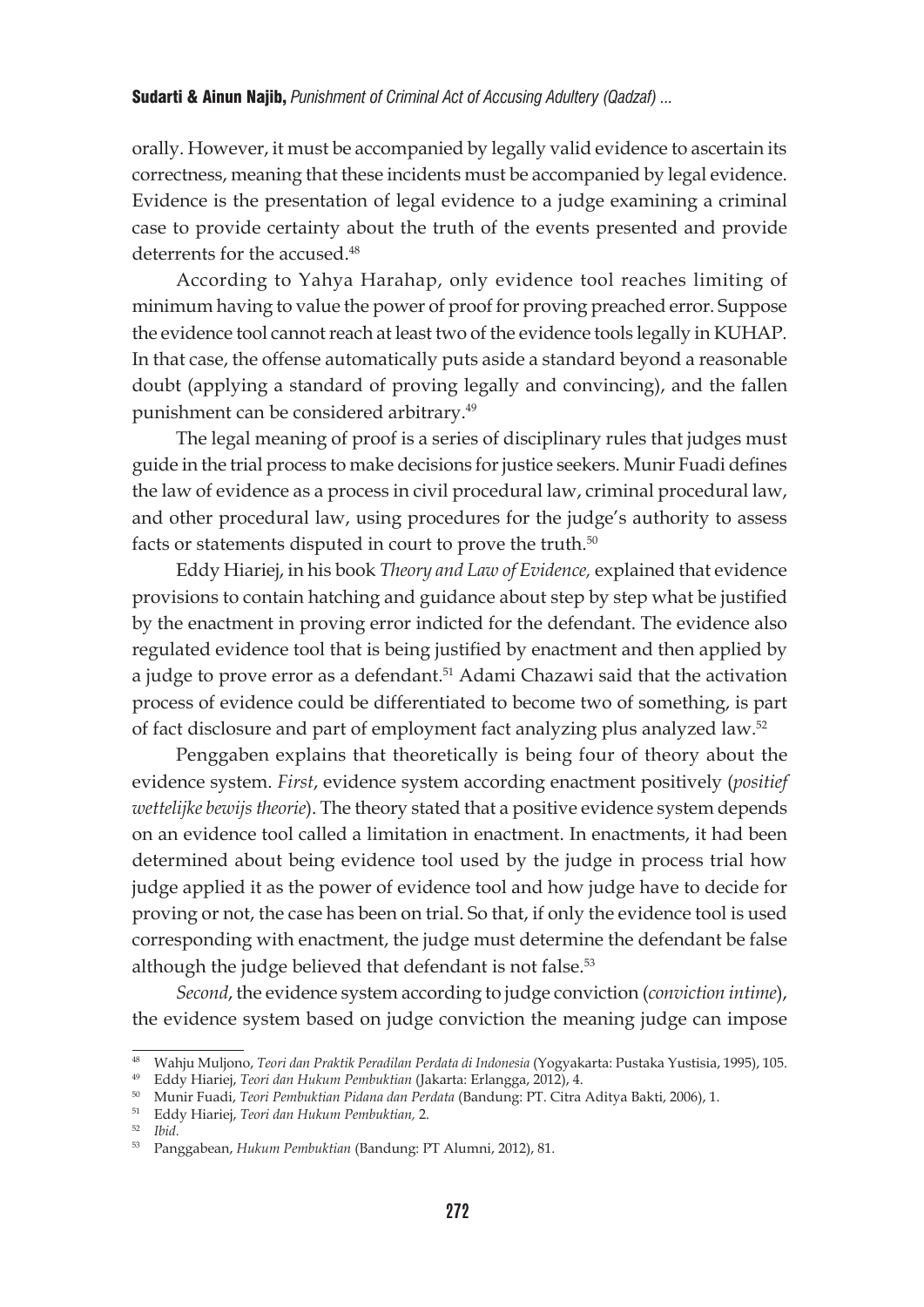orally. However, it must be accompanied by legally valid evidence to ascertain its correctness, meaning that these incidents must be accompanied by legal evidence. Evidence is the presentation of legal evidence to a judge examining a criminal case to provide certainty about the truth of the events presented and provide deterrents for the accused.[48]

According to Yahya Harahap, only evidence tool reaches limiting of minimum having to value the power of proof for proving preached error. Suppose the evidence tool cannot reach at least two of the evidence tools legally in KUHAP. In that case, the offense automatically puts aside a standard beyond a reasonable doubt (applying a standard of proving legally and convincing), and the fallen punishment can be considered arbitrary.[49]

The legal meaning of proof is a series of disciplinary rules that judges must guide in the trial process to make decisions for justice seekers. Munir Fuadi defines the law of evidence as a process in civil procedural law, criminal procedural law, and other procedural law, using procedures for the judge's authority to assess facts or statements disputed in court to prove the truth.[50]

Eddy Hiariej, in his book *Theory and Law of Evidence,* explained that evidence provisions to contain hatching and guidance about step by step what be justified by the enactment in proving error indicted for the defendant. The evidence also regulated evidence tool that is being justified by enactment and then applied by a judge to prove error as a defendant.[51] Adami Chazawi said that the activation process of evidence could be differentiated to become two of something, is part of fact disclosure and part of employment fact analyzing plus analyzed law.[52]

Penggaben explains that theoretically is being four of theory about the evidence system. *First*, evidence system according enactment positively (*positief wettelijke bewijs theorie*). The theory stated that a positive evidence system depends on an evidence tool called a limitation in enactment. In enactments, it had been determined about being evidence tool used by the judge in process trial how judge applied it as the power of evidence tool and how judge have to decide for proving or not, the case has been on trial. So that, if only the evidence tool is used corresponding with enactment, the judge must determine the defendant be false although the judge believed that defendant is not false.[53]

*Second*, the evidence system according to judge conviction (*conviction intime*), the evidence system based on judge conviction the meaning judge can impose

---

[48] Wahju Muljono, *Teori dan Praktik Peradilan Perdata di Indonesia* (Yogyakarta: Pustaka Yustisia, 1995), 105.

[49] Eddy Hiariej, *Teori dan Hukum Pembuktian* (Jakarta: Erlangga, 2012), 4.

[50] Munir Fuadi, *Teori Pembuktian Pidana dan Perdata* (Bandung: PT. Citra Aditya Bakti, 2006), 1.

[51] Eddy Hiariej, *Teori dan Hukum Pembuktian,* 2.

[52] *Ibid.*

[53] Panggabean, *Hukum Pembuktian* (Bandung: PT Alumni, 2012), 81.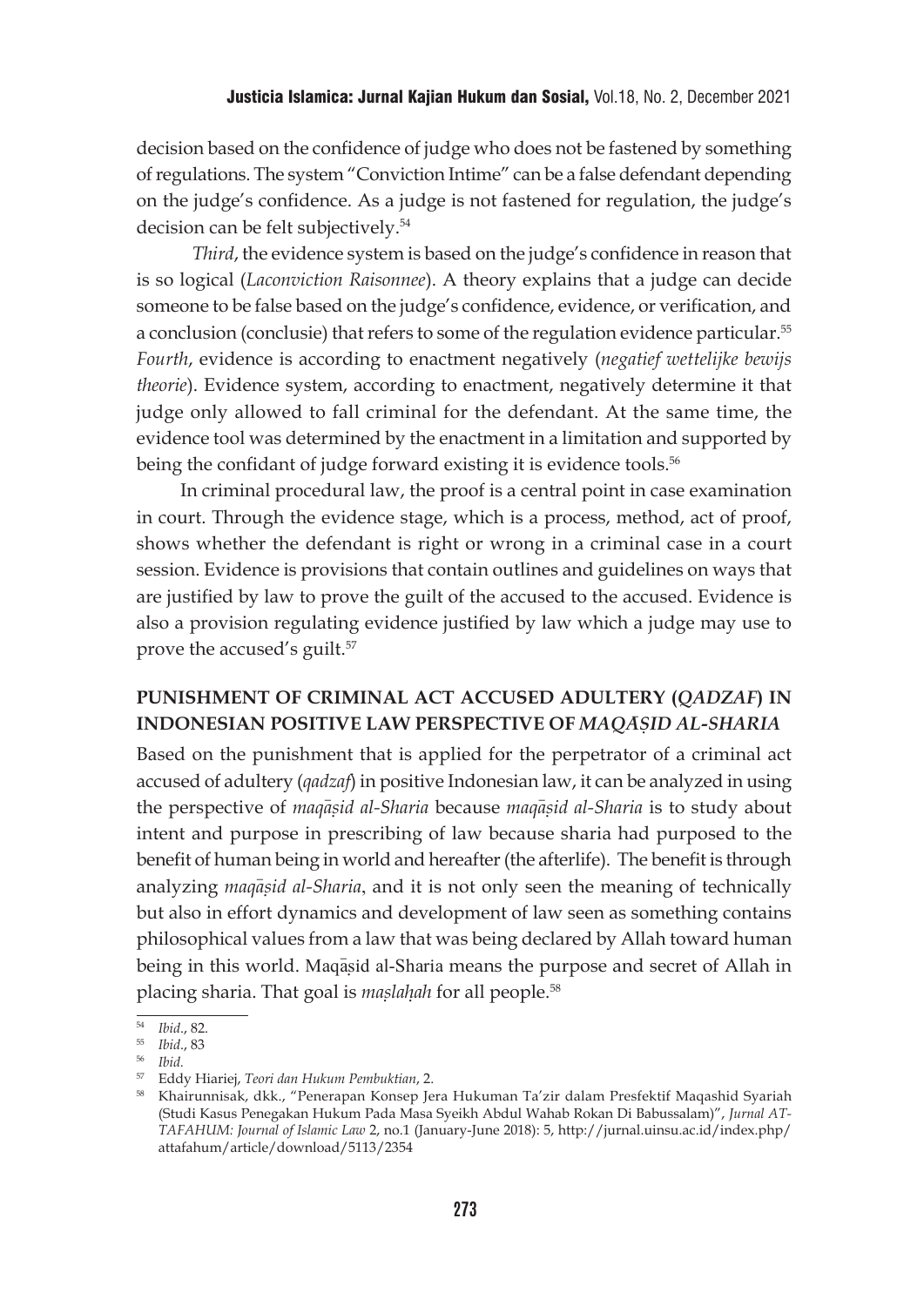decision based on the confidence of judge who does not be fastened by something of regulations. The system "Conviction Intime" can be a false defendant depending on the judge's confidence. As a judge is not fastened for regulation, the judge's decision can be felt subjectively.[54]

*Third*, the evidence system is based on the judge's confidence in reason that is so logical (*Laconviction Raisonnee*). A theory explains that a judge can decide someone to be false based on the judge's confidence, evidence, or verification, and a conclusion (conclusie) that refers to some of the regulation evidence particular.[55] *Fourth*, evidence is according to enactment negatively (*negatief wettelijke bewijs theorie*). Evidence system, according to enactment, negatively determine it that judge only allowed to fall criminal for the defendant. At the same time, the evidence tool was determined by the enactment in a limitation and supported by being the confidant of judge forward existing it is evidence tools.[56]

In criminal procedural law, the proof is a central point in case examination in court. Through the evidence stage, which is a process, method, act of proof, shows whether the defendant is right or wrong in a criminal case in a court session. Evidence is provisions that contain outlines and guidelines on ways that are justified by law to prove the guilt of the accused to the accused. Evidence is also a provision regulating evidence justified by law which a judge may use to prove the accused's guilt.[57]

## PUNISHMENT OF CRIMINAL ACT ACCUSED ADULTERY (*QADZAF*) IN INDONESIAN POSITIVE LAW PERSPECTIVE OF *MAQĀṢID AL-SHARIA*

Based on the punishment that is applied for the perpetrator of a criminal act accused of adultery (*qadzaf*) in positive Indonesian law, it can be analyzed in using the perspective of *maqāṣid al-Sharia* because *maqāṣid al-Sharia* is to study about intent and purpose in prescribing of law because sharia had purposed to the benefit of human being in world and hereafter (the afterlife). The benefit is through analyzing *maqāṣid al-Sharia*, and it is not only seen the meaning of technically but also in effort dynamics and development of law seen as something contains philosophical values from a law that was being declared by Allah toward human being in this world. Maqāṣid al-Sharia means the purpose and secret of Allah in placing sharia. That goal is *maṣlaḥah* for all people.[58]

---

[54] *Ibid.*, 82.

[55] *Ibid.*, 83

[56] *Ibid.*

[57] Eddy Hiariej, *Teori dan Hukum Pembuktian*, 2.

[58] Khairunnisak, dkk., "Penerapan Konsep Jera Hukuman Ta'zir dalam Presfektif Maqashid Syariah (Studi Kasus Penegakan Hukum Pada Masa Syeikh Abdul Wahab Rokan Di Babussalam)", *Jurnal AT-TAFAHUM: Journal of Islamic Law* 2, no.1 (January-June 2018): 5, http://jurnal.uinsu.ac.id/index.php/attafahum/article/download/5113/2354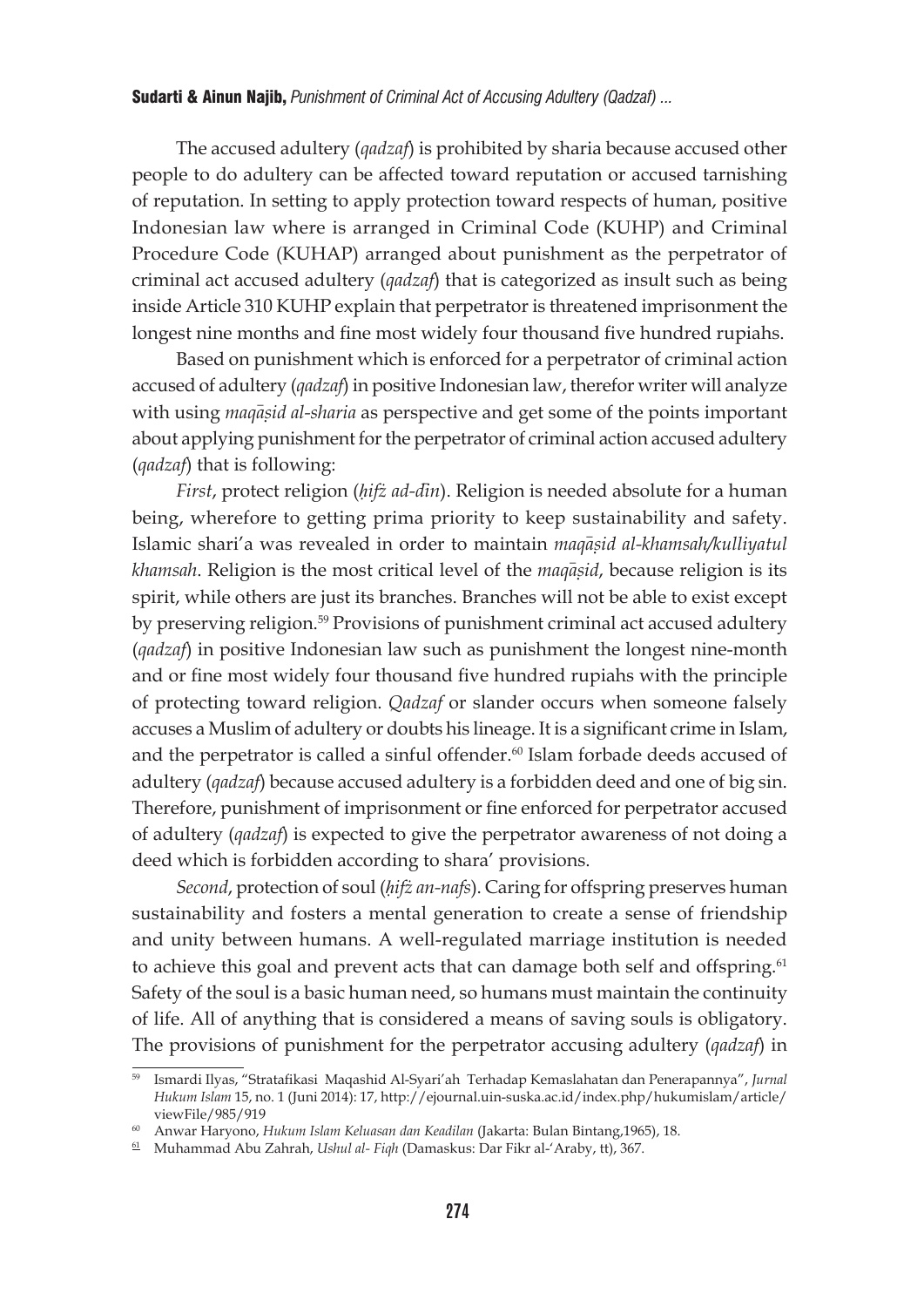The accused adultery (*qadzaf*) is prohibited by sharia because accused other people to do adultery can be affected toward reputation or accused tarnishing of reputation. In setting to apply protection toward respects of human, positive Indonesian law where is arranged in Criminal Code (KUHP) and Criminal Procedure Code (KUHAP) arranged about punishment as the perpetrator of criminal act accused adultery (*qadzaf*) that is categorized as insult such as being inside Article 310 KUHP explain that perpetrator is threatened imprisonment the longest nine months and fine most widely four thousand five hundred rupiahs.

Based on punishment which is enforced for a perpetrator of criminal action accused of adultery (*qadzaf*) in positive Indonesian law, therefor writer will analyze with using *maqāṣid al-sharia* as perspective and get some of the points important about applying punishment for the perpetrator of criminal action accused adultery (*qadzaf*) that is following:

*First*, protect religion (*ḥifẓ ad-dīn*). Religion is needed absolute for a human being, wherefore to getting prima priority to keep sustainability and safety. Islamic shari'a was revealed in order to maintain *maqāṣid al-khamsah/kulliyatul khamsah*. Religion is the most critical level of the *maqāṣid*, because religion is its spirit, while others are just its branches. Branches will not be able to exist except by preserving religion.[59] Provisions of punishment criminal act accused adultery (*qadzaf*) in positive Indonesian law such as punishment the longest nine-month and or fine most widely four thousand five hundred rupiahs with the principle of protecting toward religion. *Qadzaf* or slander occurs when someone falsely accuses a Muslim of adultery or doubts his lineage. It is a significant crime in Islam, and the perpetrator is called a sinful offender.[60] Islam forbade deeds accused of adultery (*qadzaf*) because accused adultery is a forbidden deed and one of big sin. Therefore, punishment of imprisonment or fine enforced for perpetrator accused of adultery (*qadzaf*) is expected to give the perpetrator awareness of not doing a deed which is forbidden according to shara' provisions.

*Second*, protection of soul (*ḥifẓ an-nafs*). Caring for offspring preserves human sustainability and fosters a mental generation to create a sense of friendship and unity between humans. A well-regulated marriage institution is needed to achieve this goal and prevent acts that can damage both self and offspring.[61] Safety of the soul is a basic human need, so humans must maintain the continuity of life. All of anything that is considered a means of saving souls is obligatory. The provisions of punishment for the perpetrator accusing adultery (*qadzaf*) in

---

[59] Ismardi Ilyas, "Stratafikasi Maqashid Al-Syari'ah Terhadap Kemaslahatan dan Penerapannya", *Jurnal Hukum Islam* 15, no. 1 (Juni 2014): 17, http://ejournal.uin-suska.ac.id/index.php/hukumislam/article/viewFile/985/919

[60] Anwar Haryono, *Hukum Islam Keluasan dan Keadilan* (Jakarta: Bulan Bintang,1965), 18.

[61] Muhammad Abu Zahrah, *Ushul al- Fiqh* (Damaskus: Dar Fikr al-'Araby, tt), 367.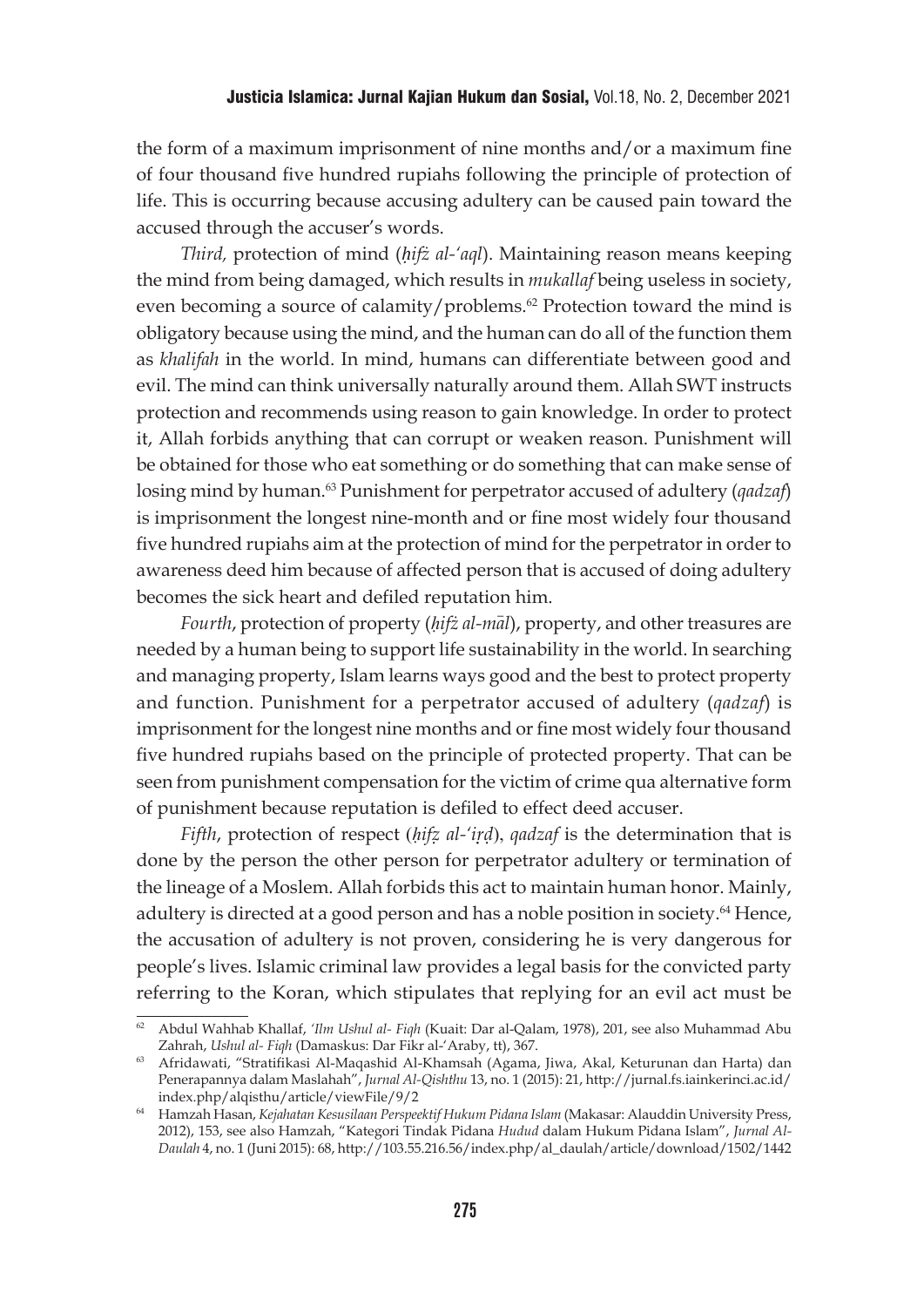the form of a maximum imprisonment of nine months and/or a maximum fine of four thousand five hundred rupiahs following the principle of protection of life. This is occurring because accusing adultery can be caused pain toward the accused through the accuser's words.

*Third,* protection of mind (*ḥifż al-'aql*). Maintaining reason means keeping the mind from being damaged, which results in *mukallaf* being useless in society, even becoming a source of calamity/problems.[62] Protection toward the mind is obligatory because using the mind, and the human can do all of the function them as *khalifah* in the world. In mind, humans can differentiate between good and evil. The mind can think universally naturally around them. Allah SWT instructs protection and recommends using reason to gain knowledge. In order to protect it, Allah forbids anything that can corrupt or weaken reason. Punishment will be obtained for those who eat something or do something that can make sense of losing mind by human.[63] Punishment for perpetrator accused of adultery (*qadzaf*) is imprisonment the longest nine-month and or fine most widely four thousand five hundred rupiahs aim at the protection of mind for the perpetrator in order to awareness deed him because of affected person that is accused of doing adultery becomes the sick heart and defiled reputation him.

*Fourth*, protection of property (*ḥifż al-māl*), property, and other treasures are needed by a human being to support life sustainability in the world. In searching and managing property, Islam learns ways good and the best to protect property and function. Punishment for a perpetrator accused of adultery (*qadzaf*) is imprisonment for the longest nine months and or fine most widely four thousand five hundred rupiahs based on the principle of protected property. That can be seen from punishment compensation for the victim of crime qua alternative form of punishment because reputation is defiled to effect deed accuser.

*Fifth*, protection of respect (*ḥifẓ al-'irḍ*), *qadzaf* is the determination that is done by the person the other person for perpetrator adultery or termination of the lineage of a Moslem. Allah forbids this act to maintain human honor. Mainly, adultery is directed at a good person and has a noble position in society.[64] Hence, the accusation of adultery is not proven, considering he is very dangerous for people's lives. Islamic criminal law provides a legal basis for the convicted party referring to the Koran, which stipulates that replying for an evil act must be

---

[62] Abdul Wahhab Khallaf, *'Ilm Ushul al- Fiqh* (Kuait: Dar al-Qalam, 1978), 201, see also Muhammad Abu Zahrah, *Ushul al- Fiqh* (Damaskus: Dar Fikr al-'Araby, tt), 367.

[63] Afridawati, "Stratifikasi Al-Maqashid Al-Khamsah (Agama, Jiwa, Akal, Keturunan dan Harta) dan Penerapannya dalam Maslahah", *Jurnal Al-Qishthu* 13, no. 1 (2015): 21, http://jurnal.fs.iainkerinci.ac.id/index.php/alqisthu/article/viewFile/9/2

[64] Hamzah Hasan, *Kejahatan Kesusilaan Perspeektif Hukum Pidana Islam* (Makasar: Alauddin University Press, 2012), 153, see also Hamzah, "Kategori Tindak Pidana *Hudud* dalam Hukum Pidana Islam", *Jurnal Al-Daulah* 4, no. 1 (Juni 2015): 68, http://103.55.216.56/index.php/al_daulah/article/download/1502/1442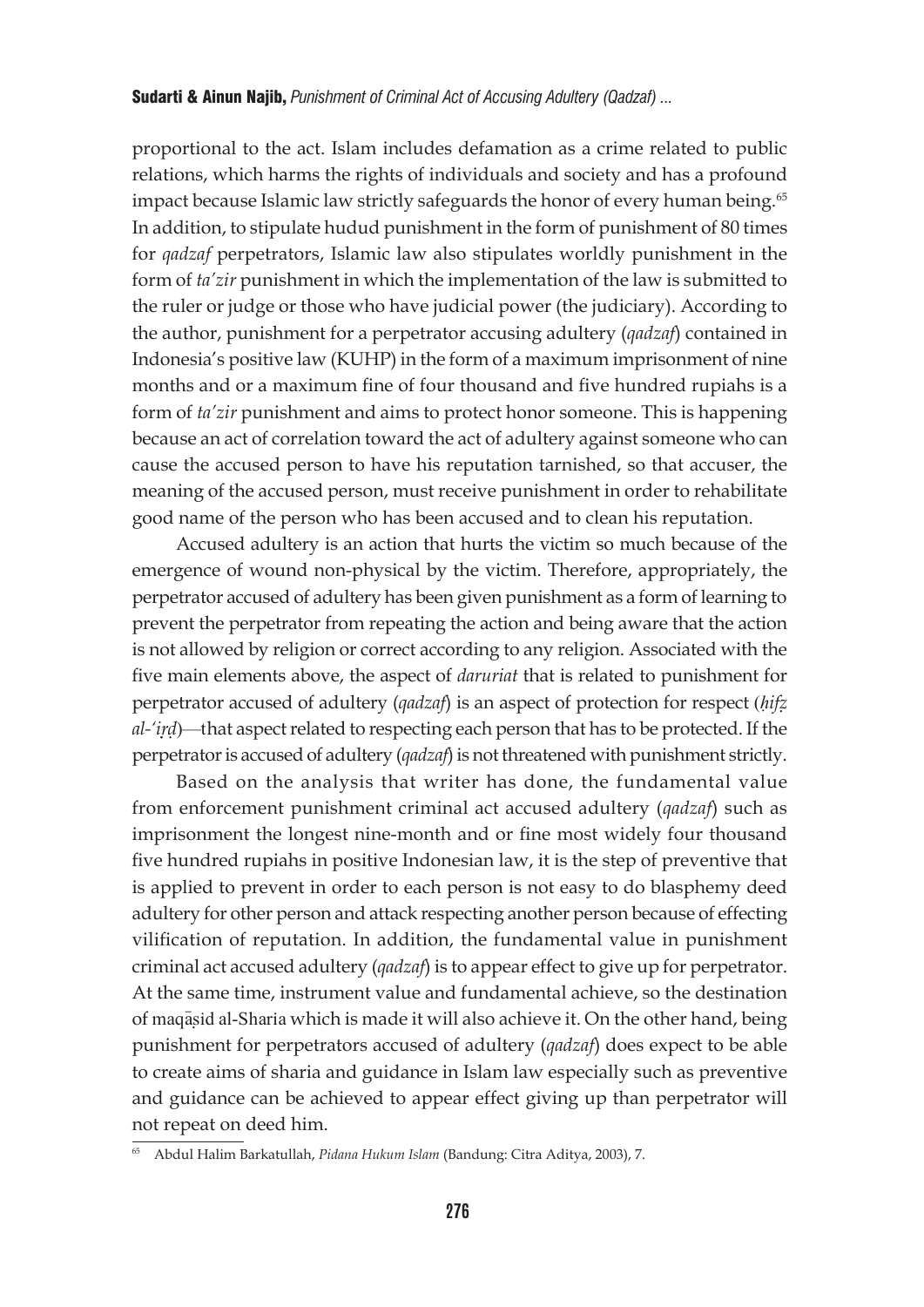proportional to the act. Islam includes defamation as a crime related to public relations, which harms the rights of individuals and society and has a profound impact because Islamic law strictly safeguards the honor of every human being.[65] In addition, to stipulate hudud punishment in the form of punishment of 80 times for *qadzaf* perpetrators, Islamic law also stipulates worldly punishment in the form of *ta'zir* punishment in which the implementation of the law is submitted to the ruler or judge or those who have judicial power (the judiciary). According to the author, punishment for a perpetrator accusing adultery (*qadzaf*) contained in Indonesia's positive law (KUHP) in the form of a maximum imprisonment of nine months and or a maximum fine of four thousand and five hundred rupiahs is a form of *ta'zir* punishment and aims to protect honor someone. This is happening because an act of correlation toward the act of adultery against someone who can cause the accused person to have his reputation tarnished, so that accuser, the meaning of the accused person, must receive punishment in order to rehabilitate good name of the person who has been accused and to clean his reputation.

Accused adultery is an action that hurts the victim so much because of the emergence of wound non-physical by the victim. Therefore, appropriately, the perpetrator accused of adultery has been given punishment as a form of learning to prevent the perpetrator from repeating the action and being aware that the action is not allowed by religion or correct according to any religion. Associated with the five main elements above, the aspect of *daruriat* that is related to punishment for perpetrator accused of adultery (*qadzaf*) is an aspect of protection for respect (*ḥifẓ al-'irḍ*)—that aspect related to respecting each person that has to be protected. If the perpetrator is accused of adultery (*qadzaf*) is not threatened with punishment strictly.

Based on the analysis that writer has done, the fundamental value from enforcement punishment criminal act accused adultery (*qadzaf*) such as imprisonment the longest nine-month and or fine most widely four thousand five hundred rupiahs in positive Indonesian law, it is the step of preventive that is applied to prevent in order to each person is not easy to do blasphemy deed adultery for other person and attack respecting another person because of effecting vilification of reputation. In addition, the fundamental value in punishment criminal act accused adultery (*qadzaf*) is to appear effect to give up for perpetrator. At the same time, instrument value and fundamental achieve, so the destination of maqāṣid al-Sharia which is made it will also achieve it. On the other hand, being punishment for perpetrators accused of adultery (*qadzaf*) does expect to be able to create aims of sharia and guidance in Islam law especially such as preventive and guidance can be achieved to appear effect giving up than perpetrator will not repeat on deed him.

---

[65] Abdul Halim Barkatullah, *Pidana Hukum Islam* (Bandung: Citra Aditya, 2003), 7.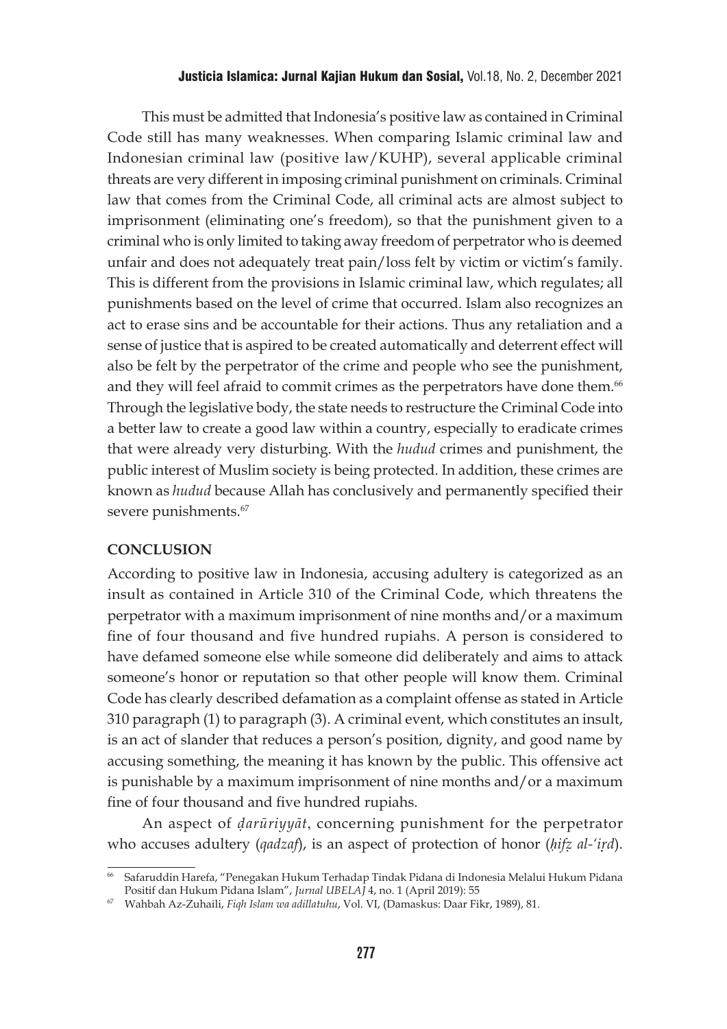This must be admitted that Indonesia's positive law as contained in Criminal Code still has many weaknesses. When comparing Islamic criminal law and Indonesian criminal law (positive law/KUHP), several applicable criminal threats are very different in imposing criminal punishment on criminals. Criminal law that comes from the Criminal Code, all criminal acts are almost subject to imprisonment (eliminating one's freedom), so that the punishment given to a criminal who is only limited to taking away freedom of perpetrator who is deemed unfair and does not adequately treat pain/loss felt by victim or victim's family. This is different from the provisions in Islamic criminal law, which regulates; all punishments based on the level of crime that occurred. Islam also recognizes an act to erase sins and be accountable for their actions. Thus any retaliation and a sense of justice that is aspired to be created automatically and deterrent effect will also be felt by the perpetrator of the crime and people who see the punishment, and they will feel afraid to commit crimes as the perpetrators have done them.[66] Through the legislative body, the state needs to restructure the Criminal Code into a better law to create a good law within a country, especially to eradicate crimes that were already very disturbing. With the *hudud* crimes and punishment, the public interest of Muslim society is being protected. In addition, these crimes are known as *hudud* because Allah has conclusively and permanently specified their severe punishments.[67]

## CONCLUSION

According to positive law in Indonesia, accusing adultery is categorized as an insult as contained in Article 310 of the Criminal Code, which threatens the perpetrator with a maximum imprisonment of nine months and/or a maximum fine of four thousand and five hundred rupiahs. A person is considered to have defamed someone else while someone did deliberately and aims to attack someone's honor or reputation so that other people will know them. Criminal Code has clearly described defamation as a complaint offense as stated in Article 310 paragraph (1) to paragraph (3). A criminal event, which constitutes an insult, is an act of slander that reduces a person's position, dignity, and good name by accusing something, the meaning it has known by the public. This offensive act is punishable by a maximum imprisonment of nine months and/or a maximum fine of four thousand and five hundred rupiahs.

An aspect of *ḍarūriyyāt*, concerning punishment for the perpetrator who accuses adultery (*qadzaf*), is an aspect of protection of honor (*ḥifẓ al-'iṛd*).

---

[66] Safaruddin Harefa, "Penegakan Hukum Terhadap Tindak Pidana di Indonesia Melalui Hukum Pidana Positif dan Hukum Pidana Islam", *Jurnal UBELAJ* 4, no. 1 (April 2019): 55

[67] Wahbah Az-Zuhaili, *Fiqh Islam wa adillatuhu*, Vol. VI, (Damaskus: Daar Fikr, 1989), 81.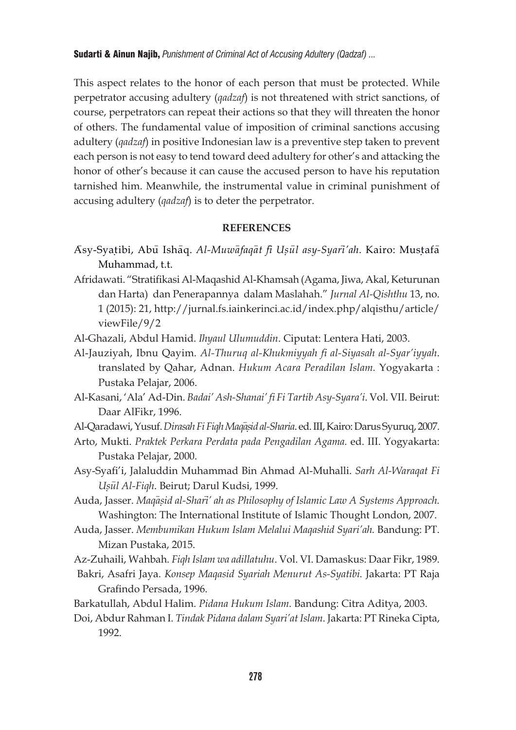This aspect relates to the honor of each person that must be protected. While perpetrator accusing adultery (*qadzaf*) is not threatened with strict sanctions, of course, perpetrators can repeat their actions so that they will threaten the honor of others. The fundamental value of imposition of criminal sanctions accusing adultery (*qadzaf*) in positive Indonesian law is a preventive step taken to prevent each person is not easy to tend toward deed adultery for other's and attacking the honor of other's because it can cause the accused person to have his reputation tarnished him. Meanwhile, the instrumental value in criminal punishment of accusing adultery (*qadzaf*) is to deter the perpetrator.

## REFERENCES

Āsy-Syaṭibi, Abū Ishāq. *Al-Muwāfaqāt fi Uṣūl asy-Syarī'ah*. Kairo: Muṣṭafā Muhammad, t.t.

Afridawati. "Stratifikasi Al-Maqashid Al-Khamsah (Agama, Jiwa, Akal, Keturunan dan Harta) dan Penerapannya dalam Maslahah." *Jurnal Al-Qishthu* 13, no. 1 (2015): 21, http://jurnal.fs.iainkerinci.ac.id/index.php/alqisthu/article/viewFile/9/2

Al-Ghazali, Abdul Hamid. *Ihyaul Ulumuddin*. Ciputat: Lentera Hati, 2003.

Al-Jauziyah, Ibnu Qayim. *Al-Thuruq al-Khukmiyyah fi al-Siyasah al-Syar'iyyah*. translated by Qahar, Adnan. *Hukum Acara Peradilan Islam*. Yogyakarta : Pustaka Pelajar, 2006.

Al-Kasani, 'Ala' Ad-Din. *Badai' Ash-Shanai' fi Fi Tartib Asy-Syara'i*. Vol. VII. Beirut: Daar AlFikr, 1996.

Al-Qaradawi, Yusuf. *Dirasah Fi Fiqh Maqāṣid al-Sharia*. ed. III, Kairo: Darus Syuruq, 2007.

Arto, Mukti. *Praktek Perkara Perdata pada Pengadilan Agama*. ed. III. Yogyakarta: Pustaka Pelajar, 2000.

Asy-Syafi'i, Jalaluddin Muhammad Bin Ahmad Al-Muhalli. *Sarh Al-Waraqat Fi Uṣūl Al-Fiqh*. Beirut; Darul Kudsi, 1999.

Auda, Jasser. *Maqāṣid al-Sharī' ah as Philosophy of Islamic Law A Systems Approach.* Washington: The International Institute of Islamic Thought London, 2007.

Auda, Jasser. *Membumikan Hukum Islam Melalui Maqashid Syari'ah.* Bandung: PT. Mizan Pustaka, 2015.

Az-Zuhaili, Wahbah. *Fiqh Islam wa adillatuhu*. Vol. VI. Damaskus: Daar Fikr, 1989.

Bakri, Asafri Jaya. *Konsep Maqasid Syariah Menurut As-Syatibi.* Jakarta: PT Raja Grafindo Persada, 1996.

Barkatullah, Abdul Halim. *Pidana Hukum Islam*. Bandung: Citra Aditya, 2003.

Doi, Abdur Rahman I. *Tindak Pidana dalam Syari'at Islam*. Jakarta: PT Rineka Cipta, 1992.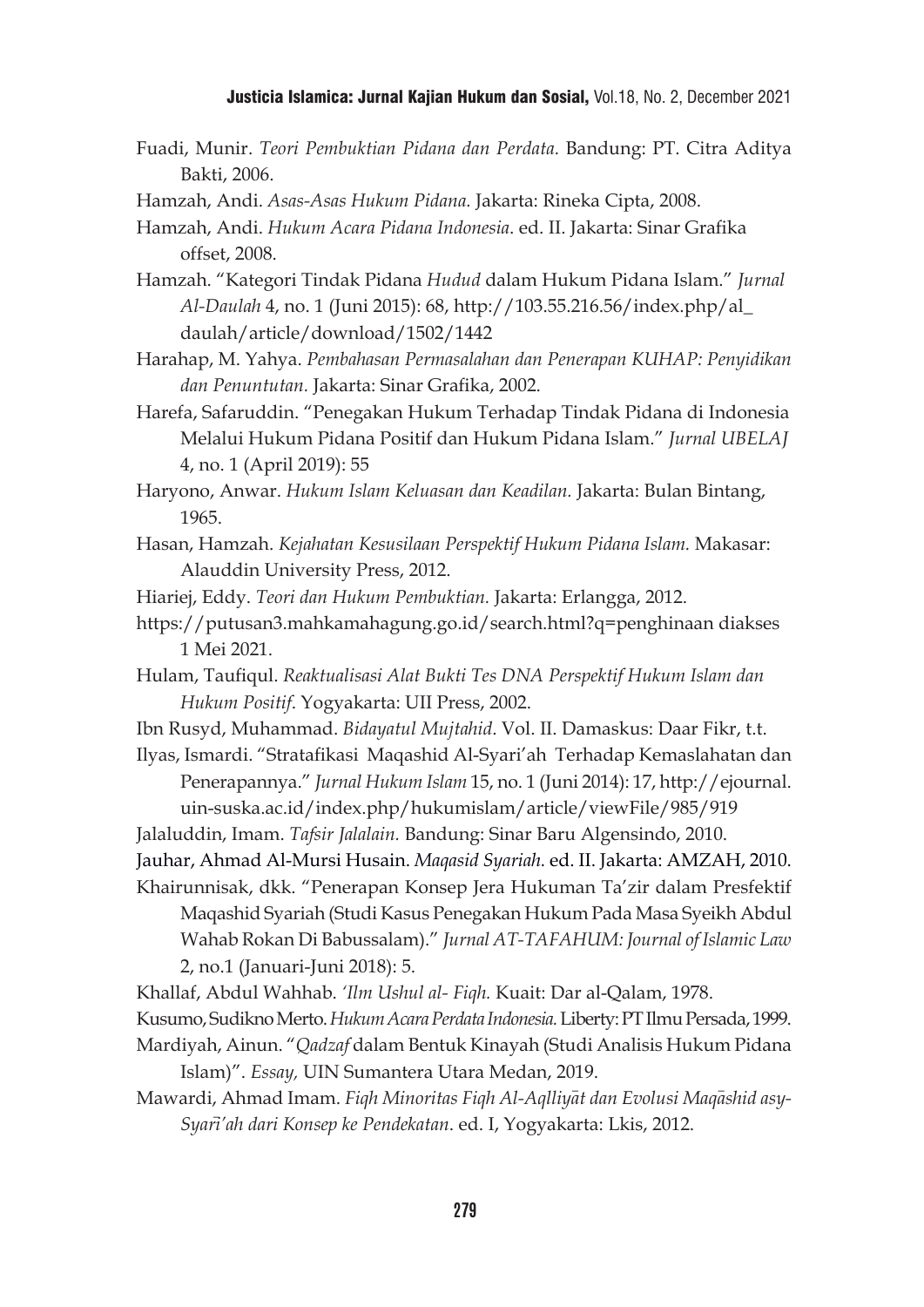Fuadi, Munir. *Teori Pembuktian Pidana dan Perdata.* Bandung: PT. Citra Aditya Bakti, 2006.

Hamzah, Andi. *Asas-Asas Hukum Pidana.* Jakarta: Rineka Cipta, 2008.

Hamzah, Andi. *Hukum Acara Pidana Indonesia*. ed. II. Jakarta: Sinar Grafika offset, 2008.

Hamzah. "Kategori Tindak Pidana *Hudud* dalam Hukum Pidana Islam." *Jurnal Al-Daulah* 4, no. 1 (Juni 2015): 68, http://103.55.216.56/index.php/al_daulah/article/download/1502/1442

Harahap, M. Yahya. *Pembahasan Permasalahan dan Penerapan KUHAP: Penyidikan dan Penuntutan.* Jakarta: Sinar Grafika, 2002.

Harefa, Safaruddin. "Penegakan Hukum Terhadap Tindak Pidana di Indonesia Melalui Hukum Pidana Positif dan Hukum Pidana Islam." *Jurnal UBELAJ* 4, no. 1 (April 2019): 55

Haryono, Anwar. *Hukum Islam Keluasan dan Keadilan.* Jakarta: Bulan Bintang, 1965.

Hasan, Hamzah. *Kejahatan Kesusilaan Perspektif Hukum Pidana Islam.* Makasar: Alauddin University Press, 2012.

Hiariej, Eddy. *Teori dan Hukum Pembuktian.* Jakarta: Erlangga, 2012.

https://putusan3.mahkamahagung.go.id/search.html?q=penghinaan diakses 1 Mei 2021.

Hulam, Taufiqul. *Reaktualisasi Alat Bukti Tes DNA Perspektif Hukum Islam dan Hukum Positif*. Yogyakarta: UII Press, 2002.

Ibn Rusyd, Muhammad. *Bidayatul Mujtahid*. Vol. II. Damaskus: Daar Fikr, t.t.

Ilyas, Ismardi. "Stratafikasi Maqashid Al-Syari'ah Terhadap Kemaslahatan dan Penerapannya." *Jurnal Hukum Islam* 15, no. 1 (Juni 2014): 17, http://ejournal.uin-suska.ac.id/index.php/hukumislam/article/viewFile/985/919

Jalaluddin, Imam. *Tafsir Jalalain.* Bandung: Sinar Baru Algensindo, 2010.

Jauhar, Ahmad Al-Mursi Husain. *Maqasid Syariah.* ed. II. Jakarta: AMZAH, 2010.

Khairunnisak, dkk. "Penerapan Konsep Jera Hukuman Ta'zir dalam Presfektif Maqashid Syariah (Studi Kasus Penegakan Hukum Pada Masa Syeikh Abdul Wahab Rokan Di Babussalam)." *Jurnal AT-TAFAHUM: Journal of Islamic Law* 2, no.1 (Januari-Juni 2018): 5.

Khallaf, Abdul Wahhab. *'Ilm Ushul al- Fiqh.* Kuait: Dar al-Qalam, 1978.

Kusumo, Sudikno Merto. *Hukum Acara Perdata Indonesia.* Liberty: PT Ilmu Persada, 1999.

Mardiyah, Ainun. "*Qadzaf* dalam Bentuk Kinayah (Studi Analisis Hukum Pidana Islam)". *Essay,* UIN Sumantera Utara Medan, 2019.

Mawardi, Ahmad Imam. *Fiqh Minoritas Fiqh Al-Aqlliyāt dan Evolusi Maqāshid asy-Syarī'ah dari Konsep ke Pendekatan*. ed. I, Yogyakarta: Lkis, 2012.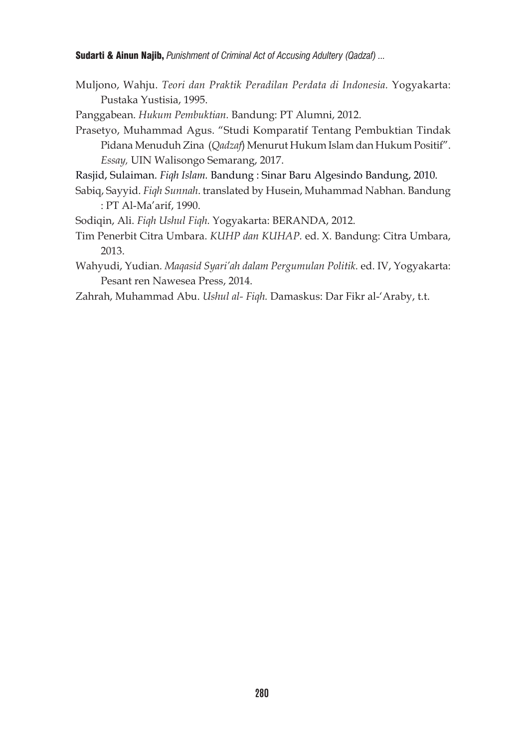Muljono, Wahju. *Teori dan Praktik Peradilan Perdata di Indonesia.* Yogyakarta: Pustaka Yustisia, 1995.

Panggabean. *Hukum Pembuktian.* Bandung: PT Alumni, 2012.

Prasetyo, Muhammad Agus. "Studi Komparatif Tentang Pembuktian Tindak Pidana Menuduh Zina (*Qadzaf*) Menurut Hukum Islam dan Hukum Positif". *Essay,* UIN Walisongo Semarang, 2017.

Rasjid, Sulaiman. *Fiqh Islam.* Bandung : Sinar Baru Algesindo Bandung, 2010.

Sabiq, Sayyid. *Fiqh Sunnah.* translated by Husein, Muhammad Nabhan. Bandung : PT Al-Ma'arif, 1990.

Sodiqin, Ali. *Fiqh Ushul Fiqh.* Yogyakarta: BERANDA, 2012.

Tim Penerbit Citra Umbara. *KUHP dan KUHAP.* ed. X. Bandung: Citra Umbara, 2013.

Wahyudi, Yudian. *Maqasid Syari'ah dalam Pergumulan Politik.* ed. IV, Yogyakarta: Pesant ren Nawesea Press, 2014.

Zahrah, Muhammad Abu. *Ushul al- Fiqh.* Damaskus: Dar Fikr al-'Araby, t.t.